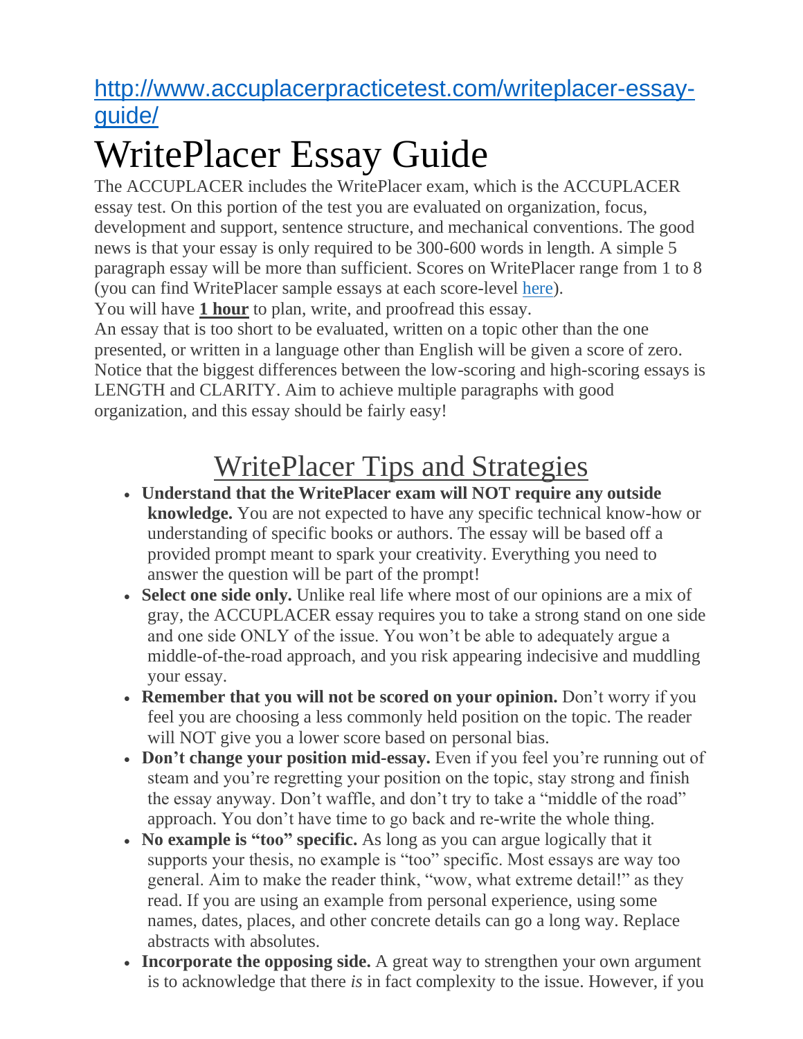[http://www.accuplacerpracticetest.com/writeplacer-essay-guide/](http://www.accuplacerpracticetest.com/writeplacer-essay-guide/)

# WritePlacer Essay Guide

The ACCUPLACER includes the WritePlacer exam, which is the ACCUPLACER essay test. On this portion of the test you are evaluated on organization, focus, development and support, sentence structure, and mechanical conventions. The good news is that your essay is only required to be 300-600 words in length. A simple 5 paragraph essay will be more than sufficient. Scores on WritePlacer range from 1 to 8 (you can find WritePlacer sample essays at each score-level here).

You will have **1 hour** to plan, write, and proofread this essay.

An essay that is too short to be evaluated, written on a topic other than the one presented, or written in a language other than English will be given a score of zero. Notice that the biggest differences between the low-scoring and high-scoring essays is LENGTH and CLARITY. Aim to achieve multiple paragraphs with good organization, and this essay should be fairly easy!

## WritePlacer Tips and Strategies

- **Understand that the WritePlacer exam will NOT require any outside knowledge.** You are not expected to have any specific technical know-how or understanding of specific books or authors. The essay will be based off a provided prompt meant to spark your creativity. Everything you need to answer the question will be part of the prompt!
- **Select one side only.** Unlike real life where most of our opinions are a mix of gray, the ACCUPLACER essay requires you to take a strong stand on one side and one side ONLY of the issue. You won't be able to adequately argue a middle-of-the-road approach, and you risk appearing indecisive and muddling your essay.
- **Remember that you will not be scored on your opinion.** Don't worry if you feel you are choosing a less commonly held position on the topic. The reader will NOT give you a lower score based on personal bias.
- **Don't change your position mid-essay.** Even if you feel you're running out of steam and you're regretting your position on the topic, stay strong and finish the essay anyway. Don't waffle, and don't try to take a "middle of the road" approach. You don't have time to go back and re-write the whole thing.
- **No example is "too" specific.** As long as you can argue logically that it supports your thesis, no example is "too" specific. Most essays are way too general. Aim to make the reader think, "wow, what extreme detail!" as they read. If you are using an example from personal experience, using some names, dates, places, and other concrete details can go a long way. Replace abstracts with absolutes.
- **Incorporate the opposing side.** A great way to strengthen your own argument is to acknowledge that there *is* in fact complexity to the issue. However, if you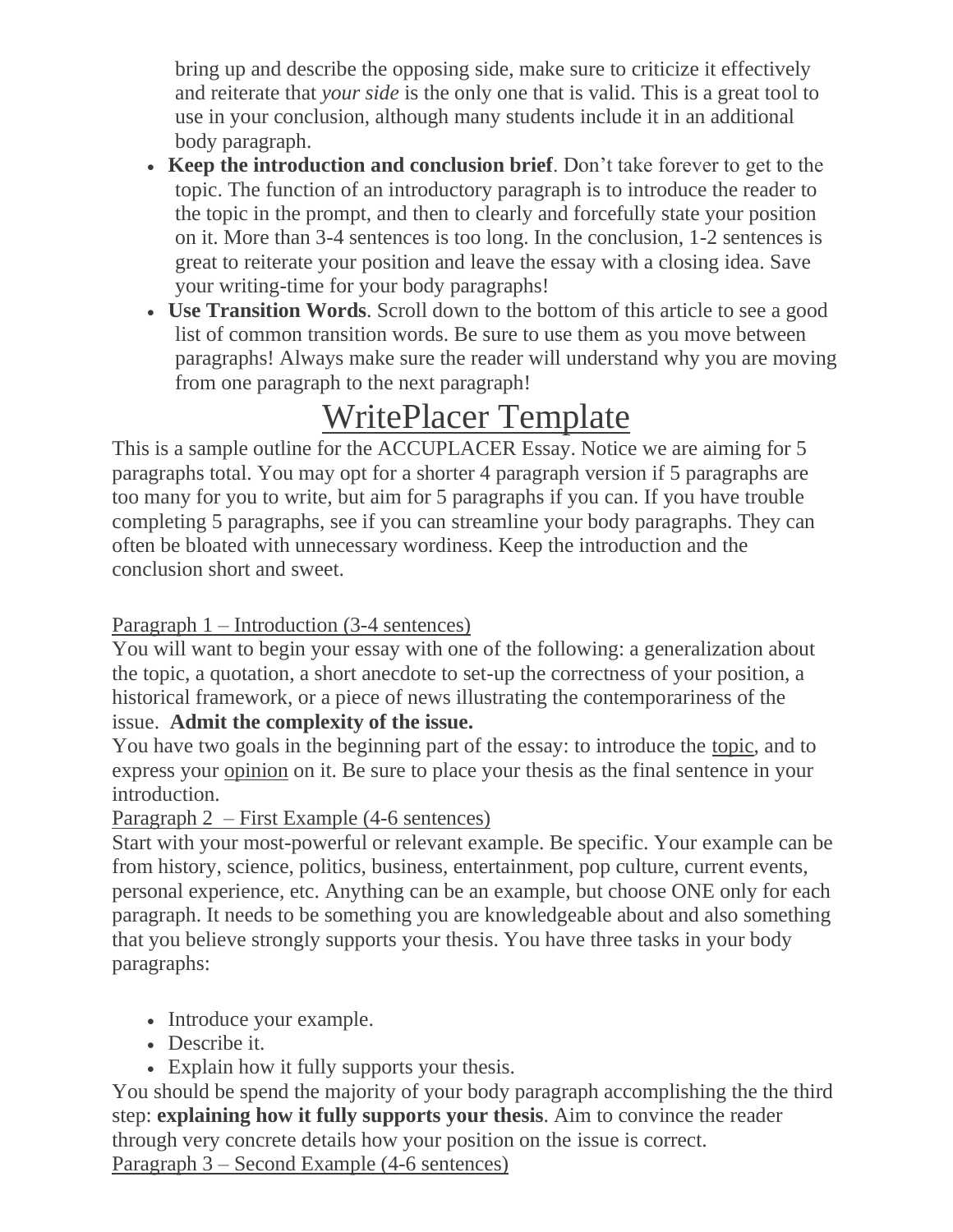bring up and describe the opposing side, make sure to criticize it effectively and reiterate that *your side* is the only one that is valid. This is a great tool to use in your conclusion, although many students include it in an additional body paragraph.

- **Keep the introduction and conclusion brief**. Don't take forever to get to the topic. The function of an introductory paragraph is to introduce the reader to the topic in the prompt, and then to clearly and forcefully state your position on it. More than 3-4 sentences is too long. In the conclusion, 1-2 sentences is great to reiterate your position and leave the essay with a closing idea. Save your writing-time for your body paragraphs!
- **Use Transition Words**. Scroll down to the bottom of this article to see a good list of common transition words. Be sure to use them as you move between paragraphs! Always make sure the reader will understand why you are moving from one paragraph to the next paragraph!

# WritePlacer Template

This is a sample outline for the ACCUPLACER Essay. Notice we are aiming for 5 paragraphs total. You may opt for a shorter 4 paragraph version if 5 paragraphs are too many for you to write, but aim for 5 paragraphs if you can. If you have trouble completing 5 paragraphs, see if you can streamline your body paragraphs. They can often be bloated with unnecessary wordiness. Keep the introduction and the conclusion short and sweet.

Paragraph 1 – Introduction (3-4 sentences)

You will want to begin your essay with one of the following: a generalization about the topic, a quotation, a short anecdote to set-up the correctness of your position, a historical framework, or a piece of news illustrating the contemporariness of the issue. **Admit the complexity of the issue.**

You have two goals in the beginning part of the essay: to introduce the topic, and to express your opinion on it. Be sure to place your thesis as the final sentence in your introduction.

Paragraph 2 – First Example (4-6 sentences)

Start with your most-powerful or relevant example. Be specific. Your example can be from history, science, politics, business, entertainment, pop culture, current events, personal experience, etc. Anything can be an example, but choose ONE only for each paragraph. It needs to be something you are knowledgeable about and also something that you believe strongly supports your thesis. You have three tasks in your body paragraphs:

- Introduce your example.
- Describe it.
- Explain how it fully supports your thesis.

You should be spend the majority of your body paragraph accomplishing the the third step: **explaining how it fully supports your thesis**. Aim to convince the reader through very concrete details how your position on the issue is correct.

Paragraph 3 – Second Example (4-6 sentences)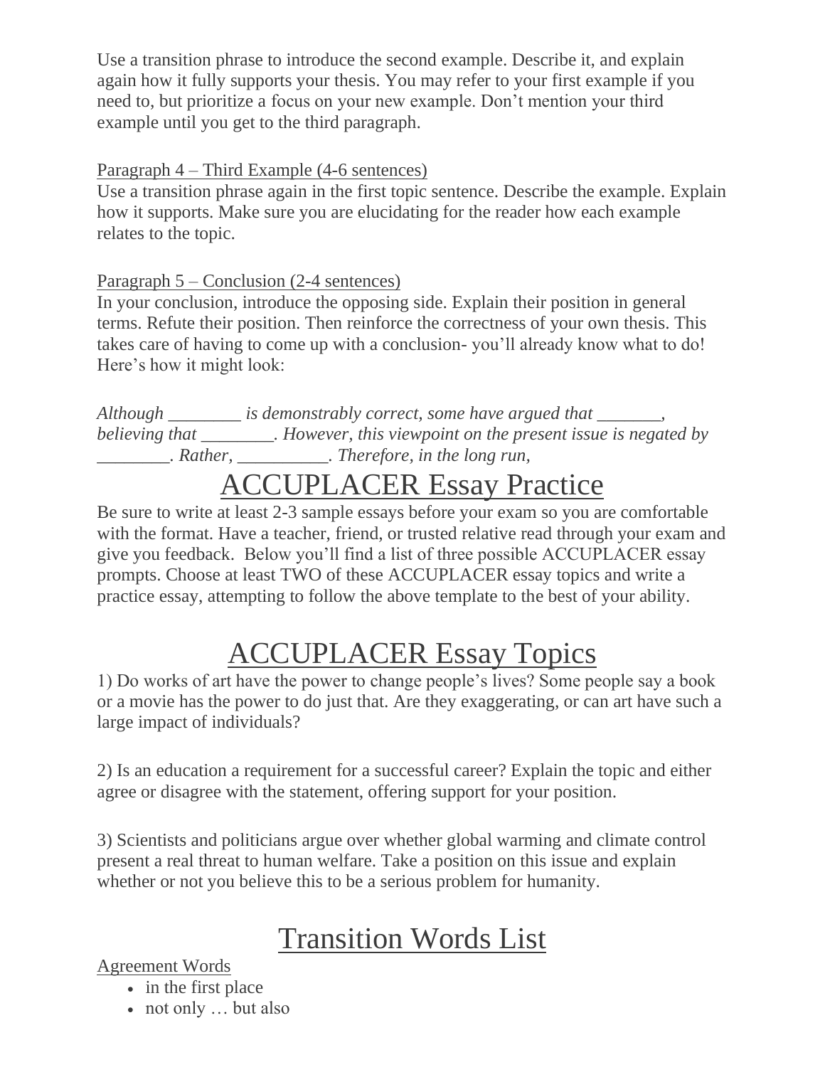Use a transition phrase to introduce the second example. Describe it, and explain again how it fully supports your thesis. You may refer to your first example if you need to, but prioritize a focus on your new example. Don't mention your third example until you get to the third paragraph.

Paragraph 4 – Third Example (4-6 sentences)
Use a transition phrase again in the first topic sentence. Describe the example. Explain how it supports. Make sure you are elucidating for the reader how each example relates to the topic.

Paragraph 5 – Conclusion (2-4 sentences)
In your conclusion, introduce the opposing side. Explain their position in general terms. Refute their position. Then reinforce the correctness of your own thesis. This takes care of having to come up with a conclusion- you'll already know what to do! Here's how it might look:

*Although ________ is demonstrably correct, some have argued that _______, believing that ________. However, this viewpoint on the present issue is negated by ________. Rather, __________. Therefore, in the long run,*

# ACCUPLACER Essay Practice

Be sure to write at least 2-3 sample essays before your exam so you are comfortable with the format. Have a teacher, friend, or trusted relative read through your exam and give you feedback. Below you'll find a list of three possible ACCUPLACER essay prompts. Choose at least TWO of these ACCUPLACER essay topics and write a practice essay, attempting to follow the above template to the best of your ability.

# ACCUPLACER Essay Topics

1) Do works of art have the power to change people's lives? Some people say a book or a movie has the power to do just that. Are they exaggerating, or can art have such a large impact of individuals?

2) Is an education a requirement for a successful career? Explain the topic and either agree or disagree with the statement, offering support for your position.

3) Scientists and politicians argue over whether global warming and climate control present a real threat to human welfare. Take a position on this issue and explain whether or not you believe this to be a serious problem for humanity.

# Transition Words List

Agreement Words

- in the first place
- not only … but also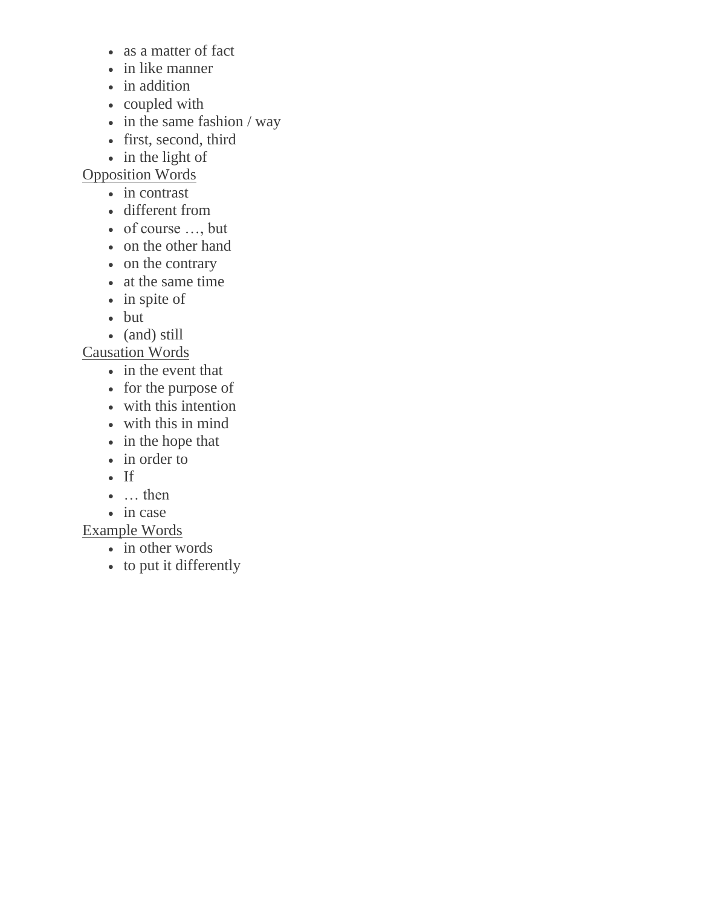- as a matter of fact
- in like manner
- in addition
- coupled with
- in the same fashion / way
- first, second, third
- in the light of

Opposition Words

- in contrast
- different from
- of course …, but
- on the other hand
- on the contrary
- at the same time
- in spite of
- but
- (and) still

Causation Words

- in the event that
- for the purpose of
- with this intention
- with this in mind
- in the hope that
- in order to
- If
- … then
- in case

Example Words

- in other words
- to put it differently